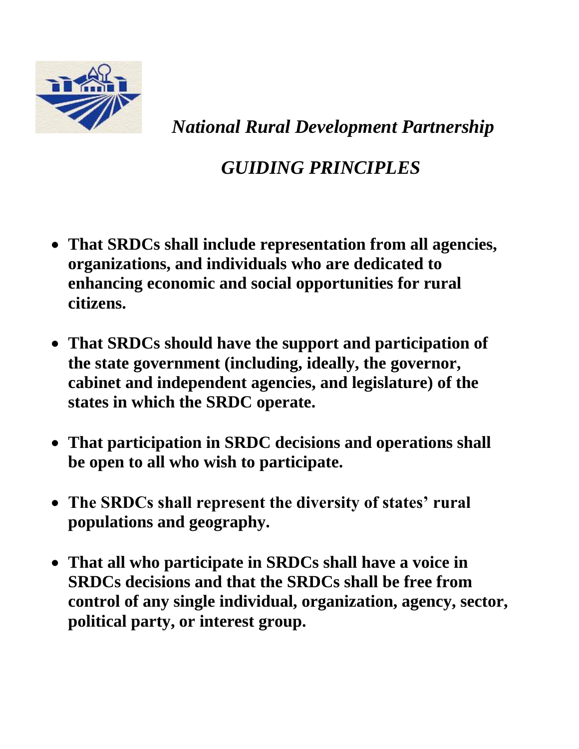# *National Rural Development Partnership*

## *GUIDING PRINCIPLES*

- **That SRDCs shall include representation from all agencies, organizations, and individuals who are dedicated to enhancing economic and social opportunities for rural citizens.**

- **That SRDCs should have the support and participation of the state government (including, ideally, the governor, cabinet and independent agencies, and legislature) of the states in which the SRDC operate.**

- **That participation in SRDC decisions and operations shall be open to all who wish to participate.**

- **The SRDCs shall represent the diversity of states' rural populations and geography.**

- **That all who participate in SRDCs shall have a voice in SRDCs decisions and that the SRDCs shall be free from control of any single individual, organization, agency, sector, political party, or interest group.**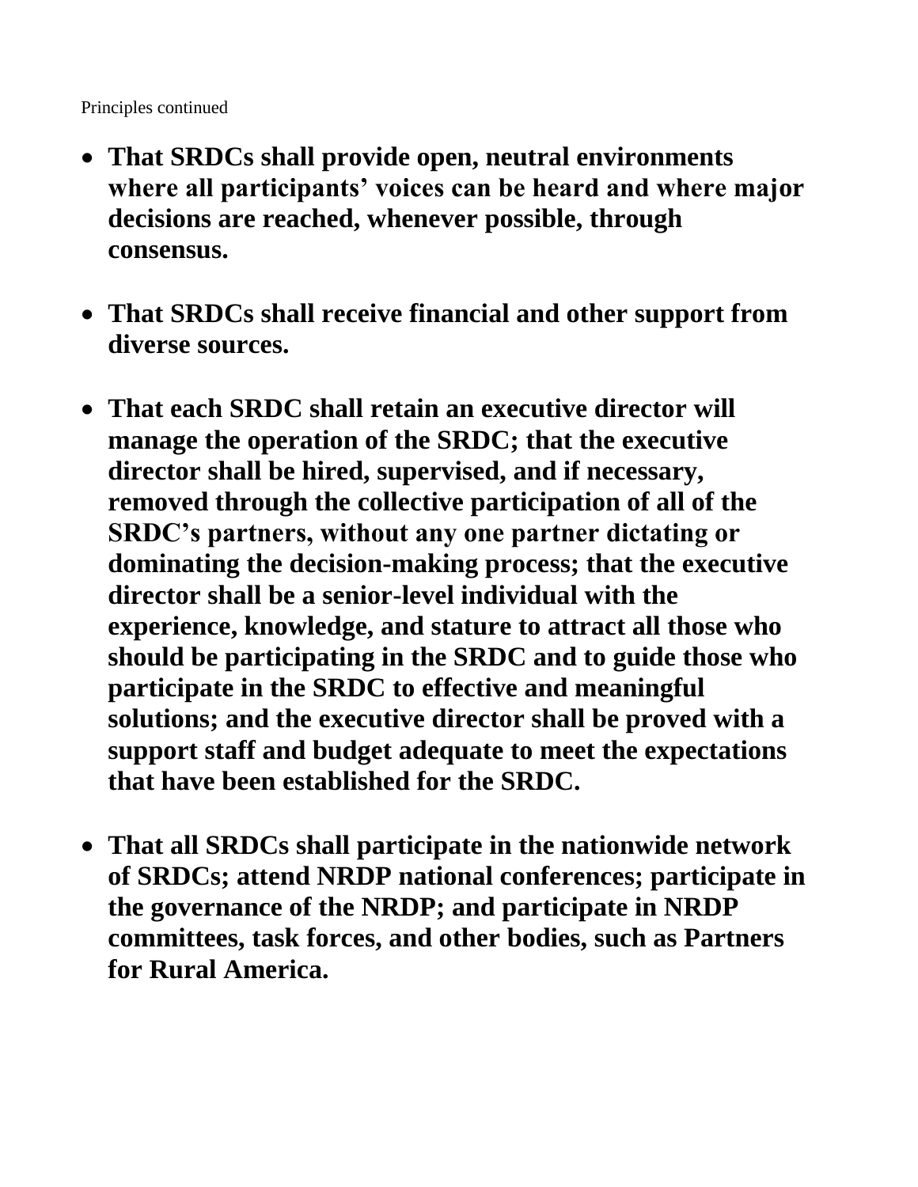Principles continued

- **That SRDCs shall provide open, neutral environments where all participants' voices can be heard and where major decisions are reached, whenever possible, through consensus.**

- **That SRDCs shall receive financial and other support from diverse sources.**

- **That each SRDC shall retain an executive director will manage the operation of the SRDC; that the executive director shall be hired, supervised, and if necessary, removed through the collective participation of all of the SRDC's partners, without any one partner dictating or dominating the decision-making process; that the executive director shall be a senior-level individual with the experience, knowledge, and stature to attract all those who should be participating in the SRDC and to guide those who participate in the SRDC to effective and meaningful solutions; and the executive director shall be proved with a support staff and budget adequate to meet the expectations that have been established for the SRDC.**

- **That all SRDCs shall participate in the nationwide network of SRDCs; attend NRDP national conferences; participate in the governance of the NRDP; and participate in NRDP committees, task forces, and other bodies, such as Partners for Rural America.**